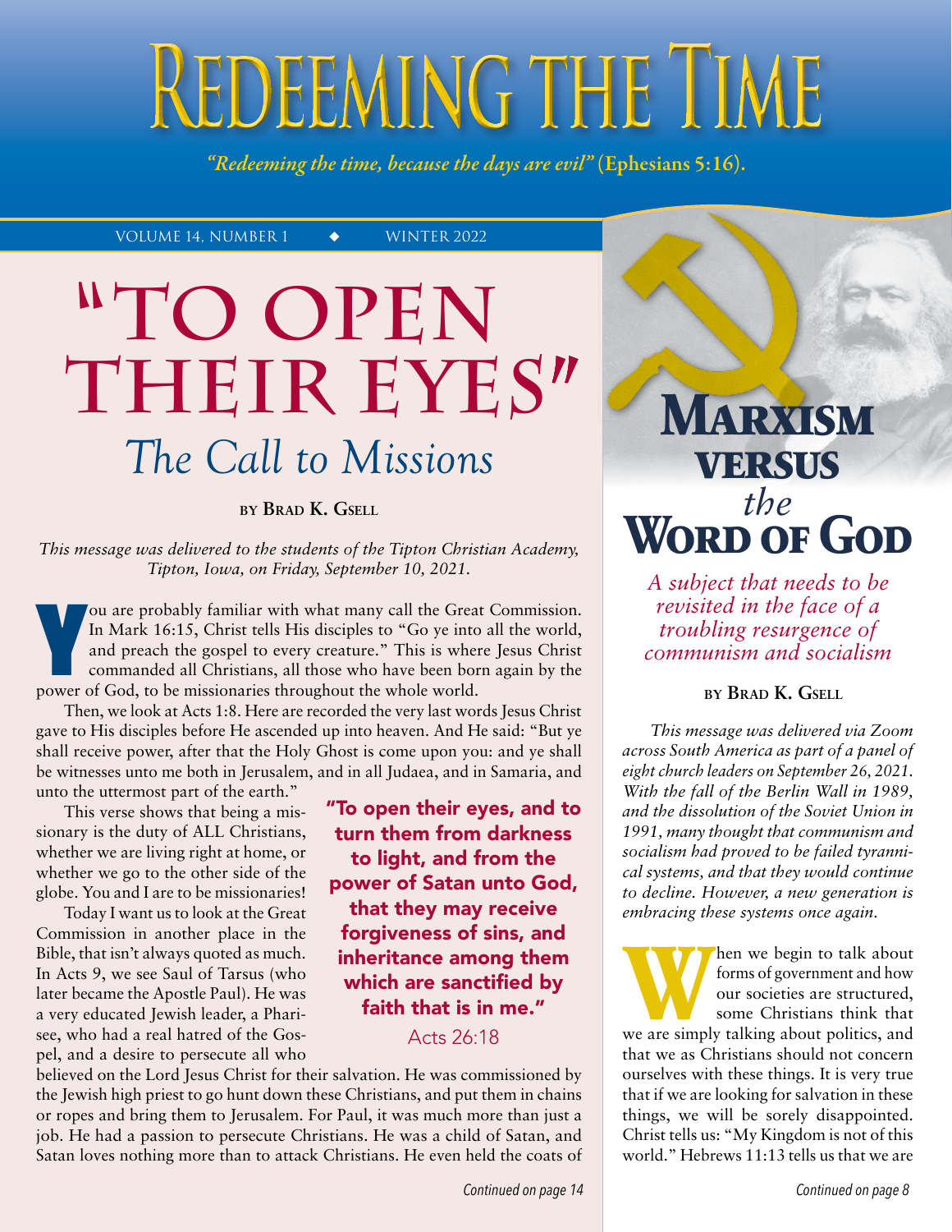# Redeeming the Time

*"Redeeming the time, because the days are evil"* **(Ephesians 5:16).**

Volume 14, Number 1 ◆ Winter 2022

# "To Open Their Eyes"

## *The Call to Missions*

**by Brad K. Gsell**

*This message was delivered to the students of the Tipton Christian Academy, Tipton, Iowa, on Friday, September 10, 2021.*

You are probably familiar with what many call the Great Commission. In Mark 16:15, Christ tells His disciples to "Go ye into all the world, and preach the gospel to every creature." This is where Jesus Christ commanded all Christians, all those who have been born again by the power of God, to be missionaries throughout the whole world.

Then, we look at Acts 1:8. Here are recorded the very last words Jesus Christ gave to His disciples before He ascended up into heaven. And He said: "But ye shall receive power, after that the Holy Ghost is come upon you: and ye shall be witnesses unto me both in Jerusalem, and in all Judaea, and in Samaria, and unto the uttermost part of the earth."

This verse shows that being a missionary is the duty of ALL Christians, whether we are living right at home, or whether we go to the other side of the globe. You and I are to be missionaries!

> **"To open their eyes, and to turn them from darkness to light, and from the power of Satan unto God, that they may receive forgiveness of sins, and inheritance among them which are sanctified by faith that is in me."**
>
> Acts 26:18

Today I want us to look at the Great Commission in another place in the Bible, that isn't always quoted as much. In Acts 9, we see Saul of Tarsus (who later became the Apostle Paul). He was a very educated Jewish leader, a Pharisee, who had a real hatred of the Gospel, and a desire to persecute all who believed on the Lord Jesus Christ for their salvation. He was commissioned by the Jewish high priest to go hunt down these Christians, and put them in chains or ropes and bring them to Jerusalem. For Paul, it was much more than just a job. He had a passion to persecute Christians. He was a child of Satan, and Satan loves nothing more than to attack Christians. He even held the coats of

*Continued on page 14*

# Marxism versus *the* Word of God

*A subject that needs to be revisited in the face of a troubling resurgence of communism and socialism*

**by Brad K. Gsell**

*This message was delivered via Zoom across South America as part of a panel of eight church leaders on September 26, 2021. With the fall of the Berlin Wall in 1989, and the dissolution of the Soviet Union in 1991, many thought that communism and socialism had proved to be failed tyrannical systems, and that they would continue to decline. However, a new generation is embracing these systems once again.*

When we begin to talk about forms of government and how our societies are structured, some Christians think that we are simply talking about politics, and that we as Christians should not concern ourselves with these things. It is very true that if we are looking for salvation in these things, we will be sorely disappointed. Christ tells us: "My Kingdom is not of this world." Hebrews 11:13 tells us that we are

*Continued on page 8*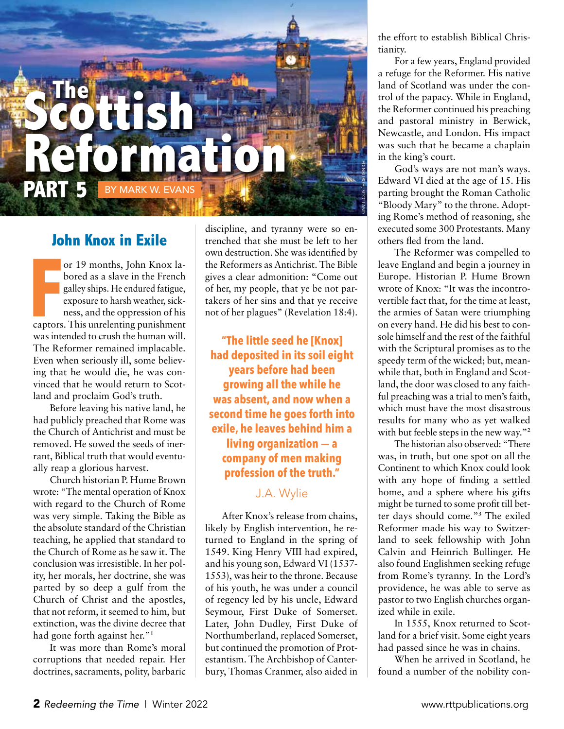# The Scottish Reformation

## PART 5

BY MARK W. EVANS

EDINBURGH, SCOTLAND

### John Knox in Exile

For 19 months, John Knox labored as a slave in the French galley ships. He endured fatigue, exposure to harsh weather, sickness, and the oppression of his captors. This unrelenting punishment was intended to crush the human will. The Reformer remained implacable. Even when seriously ill, some believing that he would die, he was convinced that he would return to Scotland and proclaim God's truth.

Before leaving his native land, he had publicly preached that Rome was the Church of Antichrist and must be removed. He sowed the seeds of inerrant, Biblical truth that would eventually reap a glorious harvest.

Church historian P. Hume Brown wrote: "The mental operation of Knox with regard to the Church of Rome was very simple. Taking the Bible as the absolute standard of the Christian teaching, he applied that standard to the Church of Rome as he saw it. The conclusion was irresistible. In her polity, her morals, her doctrine, she was parted by so deep a gulf from the Church of Christ and the apostles, that not reform, it seemed to him, but extinction, was the divine decree that had gone forth against her."[1]

It was more than Rome's moral corruptions that needed repair. Her doctrines, sacraments, polity, barbaric discipline, and tyranny were so entrenched that she must be left to her own destruction. She was identified by the Reformers as Antichrist. The Bible gives a clear admonition: "Come out of her, my people, that ye be not partakers of her sins and that ye receive not of her plagues" (Revelation 18:4).

> **"The little seed he [Knox] had deposited in its soil eight years before had been growing all the while he was absent, and now when a second time he goes forth into exile, he leaves behind him a living organization — a company of men making profession of the truth."**
>
> J.A. Wylie

After Knox's release from chains, likely by English intervention, he returned to England in the spring of 1549. King Henry VIII had expired, and his young son, Edward VI (1537-1553), was heir to the throne. Because of his youth, he was under a council of regency led by his uncle, Edward Seymour, First Duke of Somerset. Later, John Dudley, First Duke of Northumberland, replaced Somerset, but continued the promotion of Protestantism. The Archbishop of Canterbury, Thomas Cranmer, also aided in the effort to establish Biblical Christianity.

For a few years, England provided a refuge for the Reformer. His native land of Scotland was under the control of the papacy. While in England, the Reformer continued his preaching and pastoral ministry in Berwick, Newcastle, and London. His impact was such that he became a chaplain in the king's court.

God's ways are not man's ways. Edward VI died at the age of 15. His parting brought the Roman Catholic "Bloody Mary" to the throne. Adopting Rome's method of reasoning, she executed some 300 Protestants. Many others fled from the land.

The Reformer was compelled to leave England and begin a journey in Europe. Historian P. Hume Brown wrote of Knox: "It was the incontrovertible fact that, for the time at least, the armies of Satan were triumphing on every hand. He did his best to console himself and the rest of the faithful with the Scriptural promises as to the speedy term of the wicked; but, meanwhile that, both in England and Scotland, the door was closed to any faithful preaching was a trial to men's faith, which must have the most disastrous results for many who as yet walked with but feeble steps in the new way."[2]

The historian also observed: "There was, in truth, but one spot on all the Continent to which Knox could look with any hope of finding a settled home, and a sphere where his gifts might be turned to some profit till better days should come."[3] The exiled Reformer made his way to Switzerland to seek fellowship with John Calvin and Heinrich Bullinger. He also found Englishmen seeking refuge from Rome's tyranny. In the Lord's providence, he was able to serve as pastor to two English churches organized while in exile.

In 1555, Knox returned to Scotland for a brief visit. Some eight years had passed since he was in chains.

When he arrived in Scotland, he found a number of the nobility con-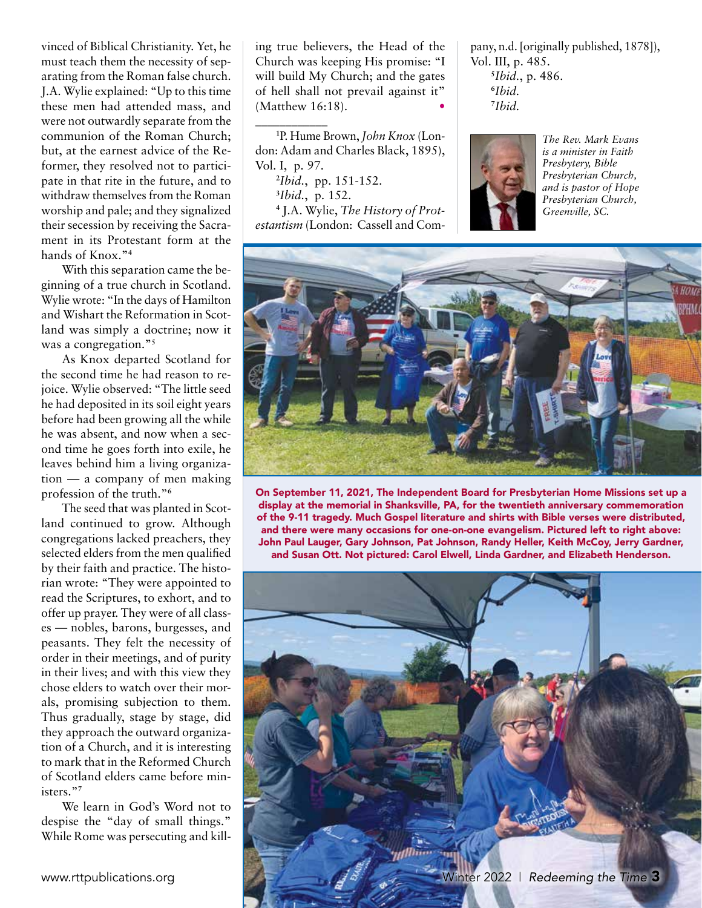vinced of Biblical Christianity. Yet, he must teach them the necessity of separating from the Roman false church. J.A. Wylie explained: "Up to this time these men had attended mass, and were not outwardly separate from the communion of the Roman Church; but, at the earnest advice of the Reformer, they resolved not to participate in that rite in the future, and to withdraw themselves from the Roman worship and pale; and they signalized their secession by receiving the Sacrament in its Protestant form at the hands of Knox."[4]

With this separation came the beginning of a true church in Scotland. Wylie wrote: "In the days of Hamilton and Wishart the Reformation in Scotland was simply a doctrine; now it was a congregation."[5]

As Knox departed Scotland for the second time he had reason to rejoice. Wylie observed: "The little seed he had deposited in its soil eight years before had been growing all the while he was absent, and now when a second time he goes forth into exile, he leaves behind him a living organization — a company of men making profession of the truth."[6]

The seed that was planted in Scotland continued to grow. Although congregations lacked preachers, they selected elders from the men qualified by their faith and practice. The historian wrote: "They were appointed to read the Scriptures, to exhort, and to offer up prayer. They were of all classes — nobles, barons, burgesses, and peasants. They felt the necessity of order in their meetings, and of purity in their lives; and with this view they chose elders to watch over their morals, promising subjection to them. Thus gradually, stage by stage, did they approach the outward organization of a Church, and it is interesting to mark that in the Reformed Church of Scotland elders came before ministers."[7]

We learn in God's Word not to despise the "day of small things." While Rome was persecuting and killing true believers, the Head of the Church was keeping His promise: "I will build My Church; and the gates of hell shall not prevail against it" (Matthew 16:18). •

---

[1] P. Hume Brown, *John Knox* (London: Adam and Charles Black, 1895), Vol. I, p. 97.

[2] *Ibid.*, pp. 151-152.

[3] *Ibid.*, p. 152.

[4] J.A. Wylie, *The History of Protestantism* (London: Cassell and Company, n.d. [originally published, 1878]), Vol. III, p. 485.

[5] *Ibid.*, p. 486.

[6] *Ibid.*

[7] *Ibid.*

*The Rev. Mark Evans is a minister in Faith Presbytery, Bible Presbyterian Church, and is pastor of Hope Presbyterian Church, Greenville, SC.*

On September 11, 2021, The Independent Board for Presbyterian Home Missions set up a display at the memorial in Shanksville, PA, for the twentieth anniversary commemoration of the 9-11 tragedy. Much Gospel literature and shirts with Bible verses were distributed, and there were many occasions for one-on-one evangelism. Pictured left to right above: John Paul Lauger, Gary Johnson, Pat Johnson, Randy Heller, Keith McCoy, Jerry Gardner, and Susan Ott. Not pictured: Carol Elwell, Linda Gardner, and Elizabeth Henderson.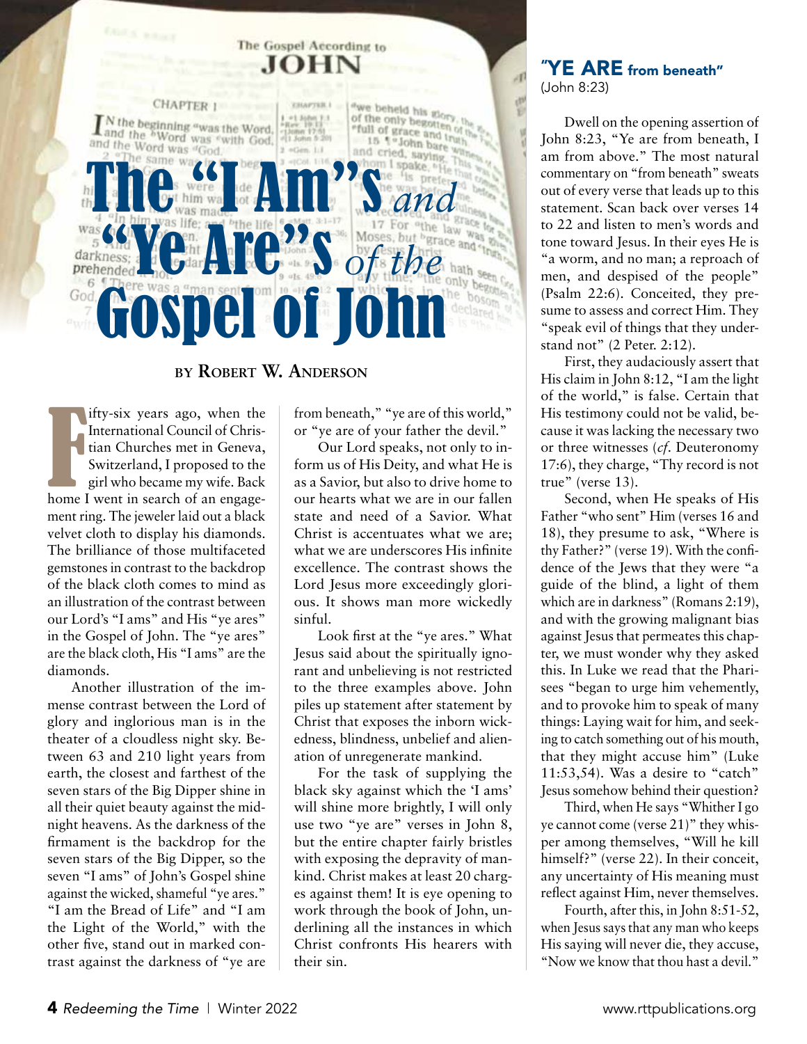# The "I Am"s *and* "Ye Are"s *of the* Gospel of John

**BY ROBERT W. ANDERSON**

Fifty-six years ago, when the International Council of Christian Churches met in Geneva, Switzerland, I proposed to the girl who became my wife. Back home I went in search of an engagement ring. The jeweler laid out a black velvet cloth to display his diamonds. The brilliance of those multifaceted gemstones in contrast to the backdrop of the black cloth comes to mind as an illustration of the contrast between our Lord's "I ams" and His "ye ares" in the Gospel of John. The "ye ares" are the black cloth, His "I ams" are the diamonds.

Another illustration of the immense contrast between the Lord of glory and inglorious man is in the theater of a cloudless night sky. Between 63 and 210 light years from earth, the closest and farthest of the seven stars of the Big Dipper shine in all their quiet beauty against the midnight heavens. As the darkness of the firmament is the backdrop for the seven stars of the Big Dipper, so the seven "I ams" of John's Gospel shine against the wicked, shameful "ye ares." "I am the Bread of Life" and "I am the Light of the World," with the other five, stand out in marked contrast against the darkness of "ye are from beneath," "ye are of this world," or "ye are of your father the devil."

Our Lord speaks, not only to inform us of His Deity, and what He is as a Savior, but also to drive home to our hearts what we are in our fallen state and need of a Savior. What Christ is accentuates what we are; what we are underscores His infinite excellence. The contrast shows the Lord Jesus more exceedingly glorious. It shows man more wickedly sinful.

Look first at the "ye ares." What Jesus said about the spiritually ignorant and unbelieving is not restricted to the three examples above. John piles up statement after statement by Christ that exposes the inborn wickedness, blindness, unbelief and alienation of unregenerate mankind.

For the task of supplying the black sky against which the 'I ams' will shine more brightly, I will only use two "ye are" verses in John 8, but the entire chapter fairly bristles with exposing the depravity of mankind. Christ makes at least 20 charges against them! It is eye opening to work through the book of John, underlining all the instances in which Christ confronts His hearers with their sin.

## "YE ARE from beneath"
(John 8:23)

Dwell on the opening assertion of John 8:23, "Ye are from beneath, I am from above." The most natural commentary on "from beneath" sweats out of every verse that leads up to this statement. Scan back over verses 14 to 22 and listen to men's words and tone toward Jesus. In their eyes He is "a worm, and no man; a reproach of men, and despised of the people" (Psalm 22:6). Conceited, they presume to assess and correct Him. They "speak evil of things that they understand not" (2 Peter. 2:12).

First, they audaciously assert that His claim in John 8:12, "I am the light of the world," is false. Certain that His testimony could not be valid, because it was lacking the necessary two or three witnesses (*cf*. Deuteronomy 17:6), they charge, "Thy record is not true" (verse 13).

Second, when He speaks of His Father "who sent" Him (verses 16 and 18), they presume to ask, "Where is thy Father?" (verse 19). With the confidence of the Jews that they were "a guide of the blind, a light of them which are in darkness" (Romans 2:19), and with the growing malignant bias against Jesus that permeates this chapter, we must wonder why they asked this. In Luke we read that the Pharisees "began to urge him vehemently, and to provoke him to speak of many things: Laying wait for him, and seeking to catch something out of his mouth, that they might accuse him" (Luke 11:53,54). Was a desire to "catch" Jesus somehow behind their question?

Third, when He says "Whither I go ye cannot come (verse 21)" they whisper among themselves, "Will he kill himself?" (verse 22). In their conceit, any uncertainty of His meaning must reflect against Him, never themselves.

Fourth, after this, in John 8:51-52, when Jesus says that any man who keeps His saying will never die, they accuse, "Now we know that thou hast a devil."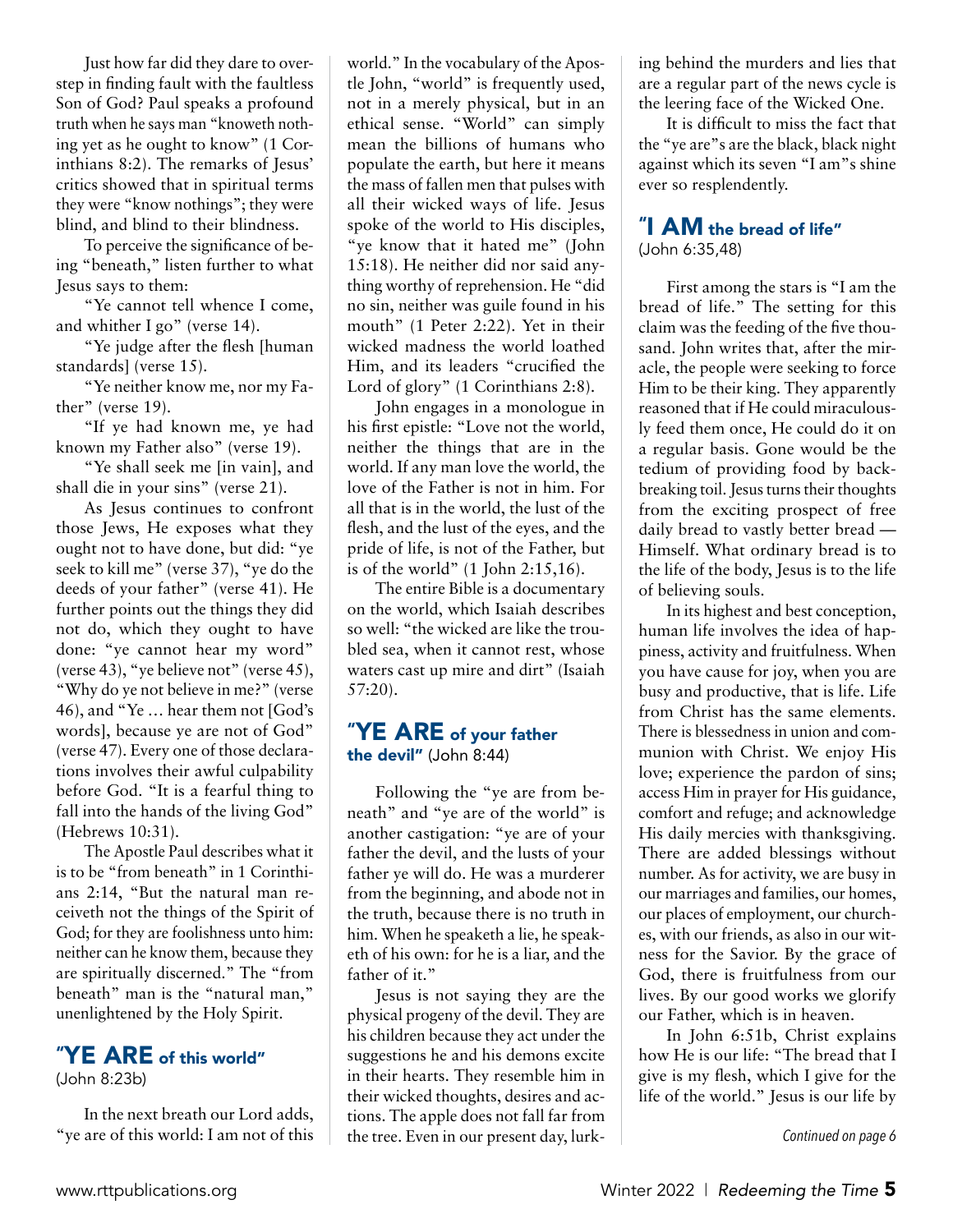Just how far did they dare to overstep in finding fault with the faultless Son of God? Paul speaks a profound truth when he says man "knoweth nothing yet as he ought to know" (1 Corinthians 8:2). The remarks of Jesus' critics showed that in spiritual terms they were "know nothings"; they were blind, and blind to their blindness.

To perceive the significance of being "beneath," listen further to what Jesus says to them:

"Ye cannot tell whence I come, and whither I go" (verse 14).

"Ye judge after the flesh [human standards] (verse 15).

"Ye neither know me, nor my Father" (verse 19).

"If ye had known me, ye had known my Father also" (verse 19).

"Ye shall seek me [in vain], and shall die in your sins" (verse 21).

As Jesus continues to confront those Jews, He exposes what they ought not to have done, but did: "ye seek to kill me" (verse 37), "ye do the deeds of your father" (verse 41). He further points out the things they did not do, which they ought to have done: "ye cannot hear my word" (verse 43), "ye believe not" (verse 45), "Why do ye not believe in me?" (verse 46), and "Ye … hear them not [God's words], because ye are not of God" (verse 47). Every one of those declarations involves their awful culpability before God. "It is a fearful thing to fall into the hands of the living God" (Hebrews 10:31).

The Apostle Paul describes what it is to be "from beneath" in 1 Corinthians 2:14, "But the natural man receiveth not the things of the Spirit of God; for they are foolishness unto him: neither can he know them, because they are spiritually discerned." The "from beneath" man is the "natural man," unenlightened by the Holy Spirit.

## "YE ARE of this world" (John 8:23b)

In the next breath our Lord adds, "ye are of this world: I am not of this world." In the vocabulary of the Apostle John, "world" is frequently used, not in a merely physical, but in an ethical sense. "World" can simply mean the billions of humans who populate the earth, but here it means the mass of fallen men that pulses with all their wicked ways of life. Jesus spoke of the world to His disciples, "ye know that it hated me" (John 15:18). He neither did nor said anything worthy of reprehension. He "did no sin, neither was guile found in his mouth" (1 Peter 2:22). Yet in their wicked madness the world loathed Him, and its leaders "crucified the Lord of glory" (1 Corinthians 2:8).

John engages in a monologue in his first epistle: "Love not the world, neither the things that are in the world. If any man love the world, the love of the Father is not in him. For all that is in the world, the lust of the flesh, and the lust of the eyes, and the pride of life, is not of the Father, but is of the world" (1 John 2:15,16).

The entire Bible is a documentary on the world, which Isaiah describes so well: "the wicked are like the troubled sea, when it cannot rest, whose waters cast up mire and dirt" (Isaiah 57:20).

## "YE ARE of your father the devil" (John 8:44)

Following the "ye are from beneath" and "ye are of the world" is another castigation: "ye are of your father the devil, and the lusts of your father ye will do. He was a murderer from the beginning, and abode not in the truth, because there is no truth in him. When he speaketh a lie, he speaketh of his own: for he is a liar, and the father of it."

Jesus is not saying they are the physical progeny of the devil. They are his children because they act under the suggestions he and his demons excite in their hearts. They resemble him in their wicked thoughts, desires and actions. The apple does not fall far from the tree. Even in our present day, lurking behind the murders and lies that are a regular part of the news cycle is the leering face of the Wicked One.

It is difficult to miss the fact that the "ye are"s are the black, black night against which its seven "I am"s shine ever so resplendently.

## "I AM the bread of life" (John 6:35,48)

First among the stars is "I am the bread of life." The setting for this claim was the feeding of the five thousand. John writes that, after the miracle, the people were seeking to force Him to be their king. They apparently reasoned that if He could miraculously feed them once, He could do it on a regular basis. Gone would be the tedium of providing food by backbreaking toil. Jesus turns their thoughts from the exciting prospect of free daily bread to vastly better bread — Himself. What ordinary bread is to the life of the body, Jesus is to the life of believing souls.

In its highest and best conception, human life involves the idea of happiness, activity and fruitfulness. When you have cause for joy, when you are busy and productive, that is life. Life from Christ has the same elements. There is blessedness in union and communion with Christ. We enjoy His love; experience the pardon of sins; access Him in prayer for His guidance, comfort and refuge; and acknowledge His daily mercies with thanksgiving. There are added blessings without number. As for activity, we are busy in our marriages and families, our homes, our places of employment, our churches, with our friends, as also in our witness for the Savior. By the grace of God, there is fruitfulness from our lives. By our good works we glorify our Father, which is in heaven.

In John 6:51b, Christ explains how He is our life: "The bread that I give is my flesh, which I give for the life of the world." Jesus is our life by

*Continued on page 6*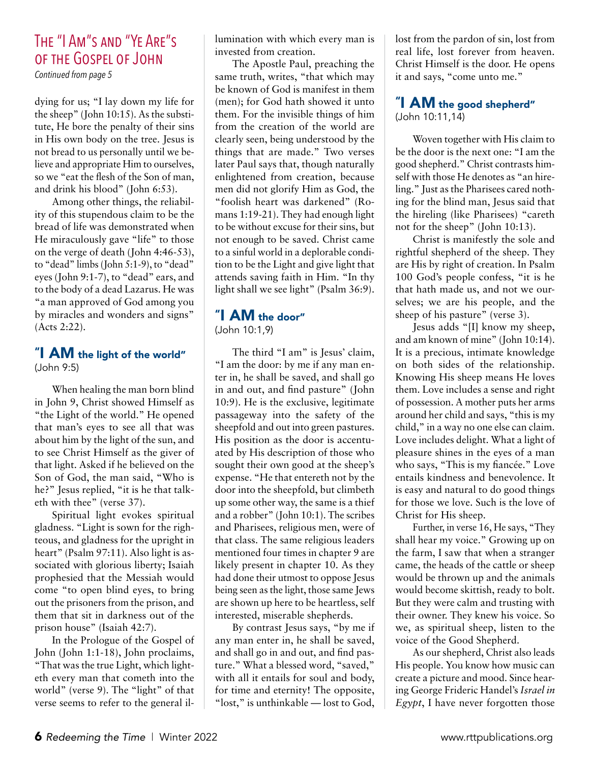# The "I Am"s and "Ye Are"s of the Gospel of John

*Continued from page 5*

dying for us; "I lay down my life for the sheep" (John 10:15). As the substitute, He bore the penalty of their sins in His own body on the tree. Jesus is not bread to us personally until we believe and appropriate Him to ourselves, so we "eat the flesh of the Son of man, and drink his blood" (John 6:53).

Among other things, the reliability of this stupendous claim to be the bread of life was demonstrated when He miraculously gave "life" to those on the verge of death (John 4:46-53), to "dead" limbs (John 5:1-9), to "dead" eyes (John 9:1-7), to "dead" ears, and to the body of a dead Lazarus. He was "a man approved of God among you by miracles and wonders and signs" (Acts 2:22).

## "I AM the light of the world"

(John 9:5)

When healing the man born blind in John 9, Christ showed Himself as "the Light of the world." He opened that man's eyes to see all that was about him by the light of the sun, and to see Christ Himself as the giver of that light. Asked if he believed on the Son of God, the man said, "Who is he?" Jesus replied, "it is he that talketh with thee" (verse 37).

Spiritual light evokes spiritual gladness. "Light is sown for the righteous, and gladness for the upright in heart" (Psalm 97:11). Also light is associated with glorious liberty; Isaiah prophesied that the Messiah would come "to open blind eyes, to bring out the prisoners from the prison, and them that sit in darkness out of the prison house" (Isaiah 42:7).

In the Prologue of the Gospel of John (John 1:1-18), John proclaims, "That was the true Light, which lighteth every man that cometh into the world" (verse 9). The "light" of that verse seems to refer to the general illumination with which every man is invested from creation.

The Apostle Paul, preaching the same truth, writes, "that which may be known of God is manifest in them (men); for God hath showed it unto them. For the invisible things of him from the creation of the world are clearly seen, being understood by the things that are made." Two verses later Paul says that, though naturally enlightened from creation, because men did not glorify Him as God, the "foolish heart was darkened" (Romans 1:19-21). They had enough light to be without excuse for their sins, but not enough to be saved. Christ came to a sinful world in a deplorable condition to be the Light and give light that attends saving faith in Him. "In thy light shall we see light" (Psalm 36:9).

## "I AM the door"

(John 10:1,9)

The third "I am" is Jesus' claim, "I am the door: by me if any man enter in, he shall be saved, and shall go in and out, and find pasture" (John 10:9). He is the exclusive, legitimate passageway into the safety of the sheepfold and out into green pastures. His position as the door is accentuated by His description of those who sought their own good at the sheep's expense. "He that entereth not by the door into the sheepfold, but climbeth up some other way, the same is a thief and a robber" (John 10:1). The scribes and Pharisees, religious men, were of that class. The same religious leaders mentioned four times in chapter 9 are likely present in chapter 10. As they had done their utmost to oppose Jesus being seen as the light, those same Jews are shown up here to be heartless, self interested, miserable shepherds.

By contrast Jesus says, "by me if any man enter in, he shall be saved, and shall go in and out, and find pasture." What a blessed word, "saved," with all it entails for soul and body, for time and eternity! The opposite, "lost," is unthinkable — lost to God, lost from the pardon of sin, lost from real life, lost forever from heaven. Christ Himself is the door. He opens it and says, "come unto me."

## "I AM the good shepherd"

(John 10:11,14)

Woven together with His claim to be the door is the next one: "I am the good shepherd." Christ contrasts himself with those He denotes as "an hireling." Just as the Pharisees cared nothing for the blind man, Jesus said that the hireling (like Pharisees) "careth not for the sheep" (John 10:13).

Christ is manifestly the sole and rightful shepherd of the sheep. They are His by right of creation. In Psalm 100 God's people confess, "it is he that hath made us, and not we ourselves; we are his people, and the sheep of his pasture" (verse 3).

Jesus adds "[I] know my sheep, and am known of mine" (John 10:14). It is a precious, intimate knowledge on both sides of the relationship. Knowing His sheep means He loves them. Love includes a sense and right of possession. A mother puts her arms around her child and says, "this is my child," in a way no one else can claim. Love includes delight. What a light of pleasure shines in the eyes of a man who says, "This is my fiancée." Love entails kindness and benevolence. It is easy and natural to do good things for those we love. Such is the love of Christ for His sheep.

Further, in verse 16, He says, "They shall hear my voice." Growing up on the farm, I saw that when a stranger came, the heads of the cattle or sheep would be thrown up and the animals would become skittish, ready to bolt. But they were calm and trusting with their owner. They knew his voice. So we, as spiritual sheep, listen to the voice of the Good Shepherd.

As our shepherd, Christ also leads His people. You know how music can create a picture and mood. Since hearing George Frideric Handel's *Israel in Egypt*, I have never forgotten those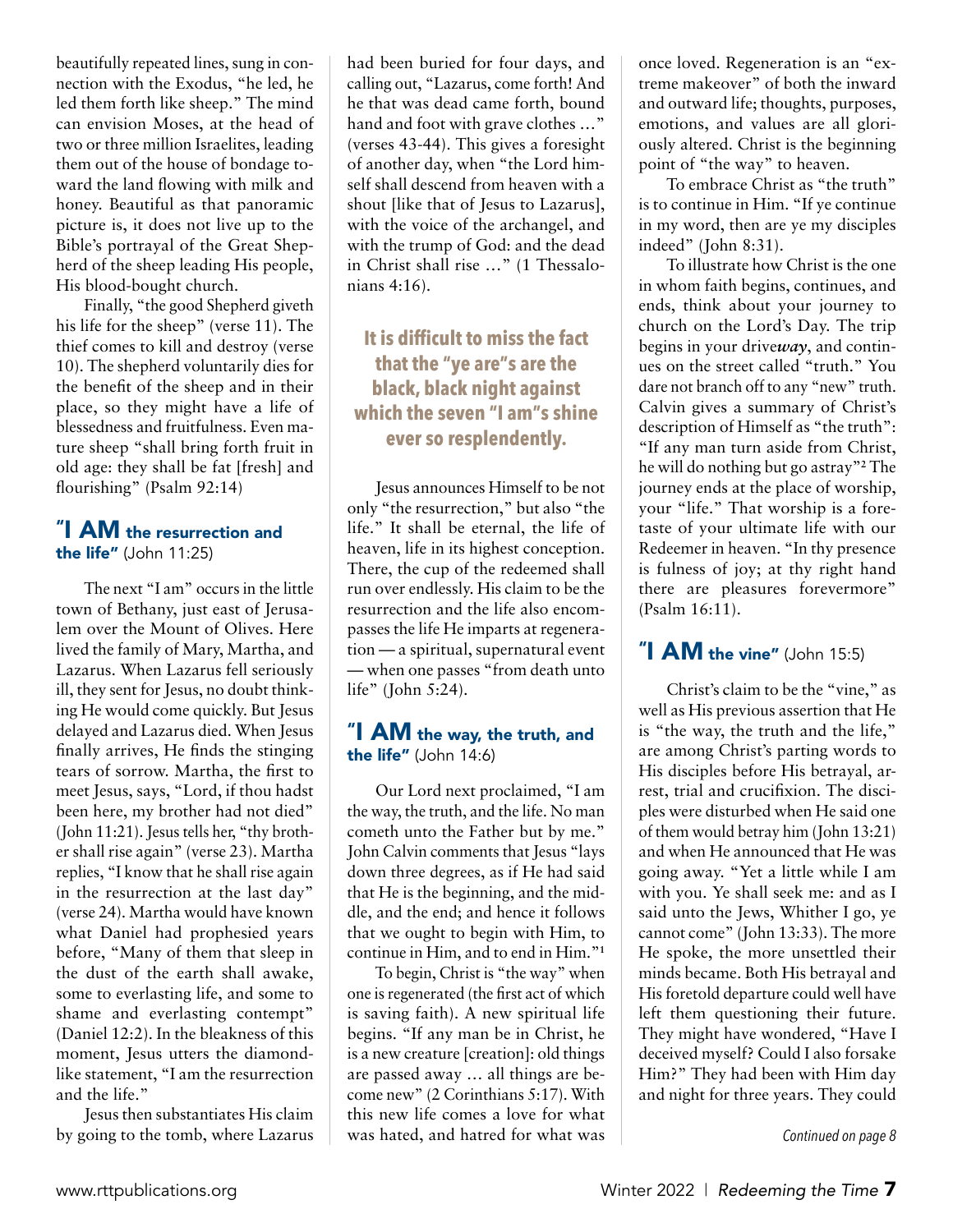beautifully repeated lines, sung in connection with the Exodus, "he led, he led them forth like sheep." The mind can envision Moses, at the head of two or three million Israelites, leading them out of the house of bondage toward the land flowing with milk and honey. Beautiful as that panoramic picture is, it does not live up to the Bible's portrayal of the Great Shepherd of the sheep leading His people, His blood-bought church.

Finally, "the good Shepherd giveth his life for the sheep" (verse 11). The thief comes to kill and destroy (verse 10). The shepherd voluntarily dies for the benefit of the sheep and in their place, so they might have a life of blessedness and fruitfulness. Even mature sheep "shall bring forth fruit in old age: they shall be fat [fresh] and flourishing" (Psalm 92:14)

## "I AM the resurrection and the life" (John 11:25)

The next "I am" occurs in the little town of Bethany, just east of Jerusalem over the Mount of Olives. Here lived the family of Mary, Martha, and Lazarus. When Lazarus fell seriously ill, they sent for Jesus, no doubt thinking He would come quickly. But Jesus delayed and Lazarus died. When Jesus finally arrives, He finds the stinging tears of sorrow. Martha, the first to meet Jesus, says, "Lord, if thou hadst been here, my brother had not died" (John 11:21). Jesus tells her, "thy brother shall rise again" (verse 23). Martha replies, "I know that he shall rise again in the resurrection at the last day" (verse 24). Martha would have known what Daniel had prophesied years before, "Many of them that sleep in the dust of the earth shall awake, some to everlasting life, and some to shame and everlasting contempt" (Daniel 12:2). In the bleakness of this moment, Jesus utters the diamond-like statement, "I am the resurrection and the life."

Jesus then substantiates His claim by going to the tomb, where Lazarus had been buried for four days, and calling out, "Lazarus, come forth! And he that was dead came forth, bound hand and foot with grave clothes …" (verses 43-44). This gives a foresight of another day, when "the Lord himself shall descend from heaven with a shout [like that of Jesus to Lazarus], with the voice of the archangel, and with the trump of God: and the dead in Christ shall rise …" (1 Thessalonians 4:16).

**It is difficult to miss the fact that the "ye are"s are the black, black night against which the seven "I am"s shine ever so resplendently.**

Jesus announces Himself to be not only "the resurrection," but also "the life." It shall be eternal, the life of heaven, life in its highest conception. There, the cup of the redeemed shall run over endlessly. His claim to be the resurrection and the life also encompasses the life He imparts at regeneration — a spiritual, supernatural event — when one passes "from death unto life" (John 5:24).

## "I AM the way, the truth, and the life" (John 14:6)

Our Lord next proclaimed, "I am the way, the truth, and the life. No man cometh unto the Father but by me." John Calvin comments that Jesus "lays down three degrees, as if He had said that He is the beginning, and the middle, and the end; and hence it follows that we ought to begin with Him, to continue in Him, and to end in Him."[1]

To begin, Christ is "the way" when one is regenerated (the first act of which is saving faith). A new spiritual life begins. "If any man be in Christ, he is a new creature [creation]: old things are passed away … all things are become new" (2 Corinthians 5:17). With this new life comes a love for what was hated, and hatred for what was once loved. Regeneration is an "extreme makeover" of both the inward and outward life; thoughts, purposes, emotions, and values are all gloriously altered. Christ is the beginning point of "the way" to heaven.

To embrace Christ as "the truth" is to continue in Him. "If ye continue in my word, then are ye my disciples indeed" (John 8:31).

To illustrate how Christ is the one in whom faith begins, continues, and ends, think about your journey to church on the Lord's Day. The trip begins in your drive***way***, and continues on the street called "truth." You dare not branch off to any "new" truth. Calvin gives a summary of Christ's description of Himself as "the truth": "If any man turn aside from Christ, he will do nothing but go astray"[2] The journey ends at the place of worship, your "life." That worship is a foretaste of your ultimate life with our Redeemer in heaven. "In thy presence is fulness of joy; at thy right hand there are pleasures forevermore" (Psalm 16:11).

## "I AM the vine" (John 15:5)

Christ's claim to be the "vine," as well as His previous assertion that He is "the way, the truth and the life," are among Christ's parting words to His disciples before His betrayal, arrest, trial and crucifixion. The disciples were disturbed when He said one of them would betray him (John 13:21) and when He announced that He was going away. "Yet a little while I am with you. Ye shall seek me: and as I said unto the Jews, Whither I go, ye cannot come" (John 13:33). The more He spoke, the more unsettled their minds became. Both His betrayal and His foretold departure could well have left them questioning their future. They might have wondered, "Have I deceived myself? Could I also forsake Him?" They had been with Him day and night for three years. They could

*Continued on page 8*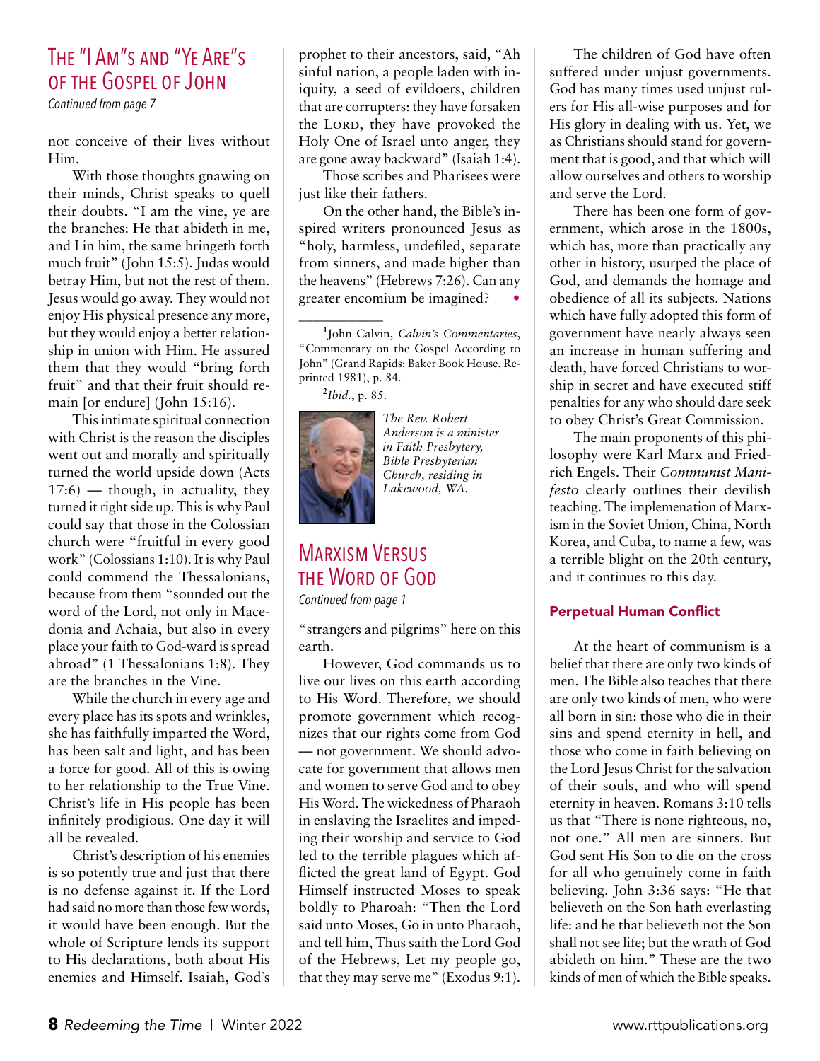## The "I Am"s and "Ye Are"s of the Gospel of John

*Continued from page 7*

not conceive of their lives without Him.

With those thoughts gnawing on their minds, Christ speaks to quell their doubts. "I am the vine, ye are the branches: He that abideth in me, and I in him, the same bringeth forth much fruit" (John 15:5). Judas would betray Him, but not the rest of them. Jesus would go away. They would not enjoy His physical presence any more, but they would enjoy a better relationship in union with Him. He assured them that they would "bring forth fruit" and that their fruit should remain [or endure] (John 15:16).

This intimate spiritual connection with Christ is the reason the disciples went out and morally and spiritually turned the world upside down (Acts 17:6) — though, in actuality, they turned it right side up. This is why Paul could say that those in the Colossian church were "fruitful in every good work" (Colossians 1:10). It is why Paul could commend the Thessalonians, because from them "sounded out the word of the Lord, not only in Macedonia and Achaia, but also in every place your faith to God-ward is spread abroad" (1 Thessalonians 1:8). They are the branches in the Vine.

While the church in every age and every place has its spots and wrinkles, she has faithfully imparted the Word, has been salt and light, and has been a force for good. All of this is owing to her relationship to the True Vine. Christ's life in His people has been infinitely prodigious. One day it will all be revealed.

Christ's description of his enemies is so potently true and just that there is no defense against it. If the Lord had said no more than those few words, it would have been enough. But the whole of Scripture lends its support to His declarations, both about His enemies and Himself. Isaiah, God's prophet to their ancestors, said, "Ah sinful nation, a people laden with iniquity, a seed of evildoers, children that are corrupters: they have forsaken the Lord, they have provoked the Holy One of Israel unto anger, they are gone away backward" (Isaiah 1:4).

Those scribes and Pharisees were just like their fathers.

On the other hand, the Bible's inspired writers pronounced Jesus as "holy, harmless, undefiled, separate from sinners, and made higher than the heavens" (Hebrews 7:26). Can any greater encomium be imagined? •

---

[1]John Calvin, *Calvin's Commentaries*, "Commentary on the Gospel According to John" (Grand Rapids: Baker Book House, Reprinted 1981), p. 84.

[2]*Ibid.*, p. 85.

*The Rev. Robert Anderson is a minister in Faith Presbytery, Bible Presbyterian Church, residing in Lakewood, WA.*

## Marxism Versus the Word of God

*Continued from page 1*

"strangers and pilgrims" here on this earth.

However, God commands us to live our lives on this earth according to His Word. Therefore, we should promote government which recognizes that our rights come from God — not government. We should advocate for government that allows men and women to serve God and to obey His Word. The wickedness of Pharaoh in enslaving the Israelites and impeding their worship and service to God led to the terrible plagues which afflicted the great land of Egypt. God Himself instructed Moses to speak boldly to Pharoah: "Then the Lord said unto Moses, Go in unto Pharaoh, and tell him, Thus saith the Lord God of the Hebrews, Let my people go, that they may serve me" (Exodus 9:1).

The children of God have often suffered under unjust governments. God has many times used unjust rulers for His all-wise purposes and for His glory in dealing with us. Yet, we as Christians should stand for government that is good, and that which will allow ourselves and others to worship and serve the Lord.

There has been one form of government, which arose in the 1800s, which has, more than practically any other in history, usurped the place of God, and demands the homage and obedience of all its subjects. Nations which have fully adopted this form of government have nearly always seen an increase in human suffering and death, have forced Christians to worship in secret and have executed stiff penalties for any who should dare seek to obey Christ's Great Commission.

The main proponents of this philosophy were Karl Marx and Friedrich Engels. Their *Communist Manifesto* clearly outlines their devilish teaching. The implemenation of Marxism in the Soviet Union, China, North Korea, and Cuba, to name a few, was a terrible blight on the 20th century, and it continues to this day.

### Perpetual Human Conflict

At the heart of communism is a belief that there are only two kinds of men. The Bible also teaches that there are only two kinds of men, who were all born in sin: those who die in their sins and spend eternity in hell, and those who come in faith believing on the Lord Jesus Christ for the salvation of their souls, and who will spend eternity in heaven. Romans 3:10 tells us that "There is none righteous, no, not one." All men are sinners. But God sent His Son to die on the cross for all who genuinely come in faith believing. John 3:36 says: "He that believeth on the Son hath everlasting life: and he that believeth not the Son shall not see life; but the wrath of God abideth on him." These are the two kinds of men of which the Bible speaks.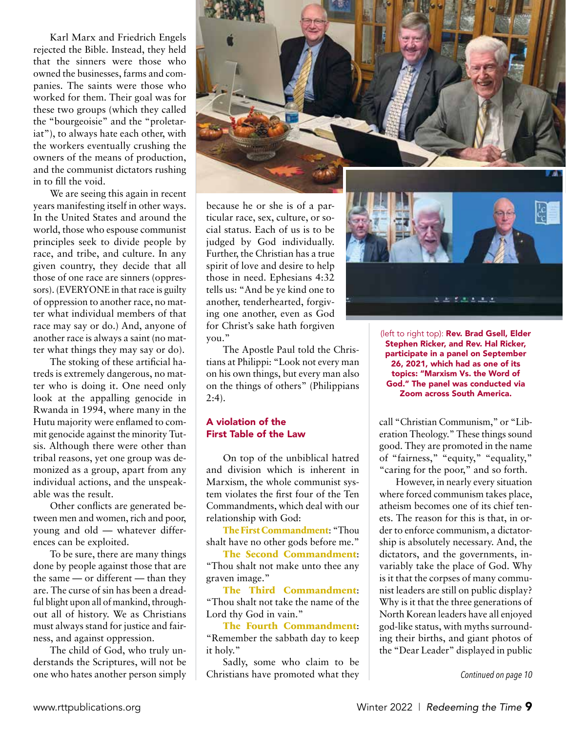Karl Marx and Friedrich Engels rejected the Bible. Instead, they held that the sinners were those who owned the businesses, farms and companies. The saints were those who worked for them. Their goal was for these two groups (which they called the "bourgeoisie" and the "proletariat"), to always hate each other, with the workers eventually crushing the owners of the means of production, and the communist dictators rushing in to fill the void.

We are seeing this again in recent years manifesting itself in other ways. In the United States and around the world, those who espouse communist principles seek to divide people by race, and tribe, and culture. In any given country, they decide that all those of one race are sinners (oppressors). (EVERYONE in that race is guilty of oppression to another race, no matter what individual members of that race may say or do.) And, anyone of another race is always a saint (no matter what things they may say or do).

The stoking of these artificial hatreds is extremely dangerous, no matter who is doing it. One need only look at the appalling genocide in Rwanda in 1994, where many in the Hutu majority were enflamed to commit genocide against the minority Tutsis. Although there were other than tribal reasons, yet one group was demonized as a group, apart from any individual actions, and the unspeakable was the result.

Other conflicts are generated between men and women, rich and poor, young and old — whatever differences can be exploited.

To be sure, there are many things done by people against those that are the same — or different — than they are. The curse of sin has been a dreadful blight upon all of mankind, throughout all of history. We as Christians must always stand for justice and fairness, and against oppression.

The child of God, who truly understands the Scriptures, will not be one who hates another person simply because he or she is of a particular race, sex, culture, or social status. Each of us is to be judged by God individually. Further, the Christian has a true spirit of love and desire to help those in need. Ephesians 4:32 tells us: "And be ye kind one to another, tenderhearted, forgiving one another, even as God for Christ's sake hath forgiven you."

The Apostle Paul told the Christians at Philippi: "Look not every man on his own things, but every man also on the things of others" (Philippians 2:4).

(left to right top): **Rev. Brad Gsell, Elder Stephen Ricker, and Rev. Hal Ricker, participate in a panel on September 26, 2021, which had as one of its topics: "Marxism Vs. the Word of God." The panel was conducted via Zoom across South America.**

## A violation of the First Table of the Law

On top of the unbiblical hatred and division which is inherent in Marxism, the whole communist system violates the first four of the Ten Commandments, which deal with our relationship with God:

**The First Commandment**: "Thou shalt have no other gods before me."

**The Second Commandment**: "Thou shalt not make unto thee any graven image."

**The Third Commandment**: "Thou shalt not take the name of the Lord thy God in vain."

**The Fourth Commandment**: "Remember the sabbath day to keep it holy."

Sadly, some who claim to be Christians have promoted what they call "Christian Communism," or "Liberation Theology." These things sound good. They are promoted in the name of "fairness," "equity," "equality," "caring for the poor," and so forth.

However, in nearly every situation where forced communism takes place, atheism becomes one of its chief tenets. The reason for this is that, in order to enforce communism, a dictatorship is absolutely necessary. And, the dictators, and the governments, invariably take the place of God. Why is it that the corpses of many communist leaders are still on public display? Why is it that the three generations of North Korean leaders have all enjoyed god-like status, with myths surrounding their births, and giant photos of the "Dear Leader" displayed in public

*Continued on page 10*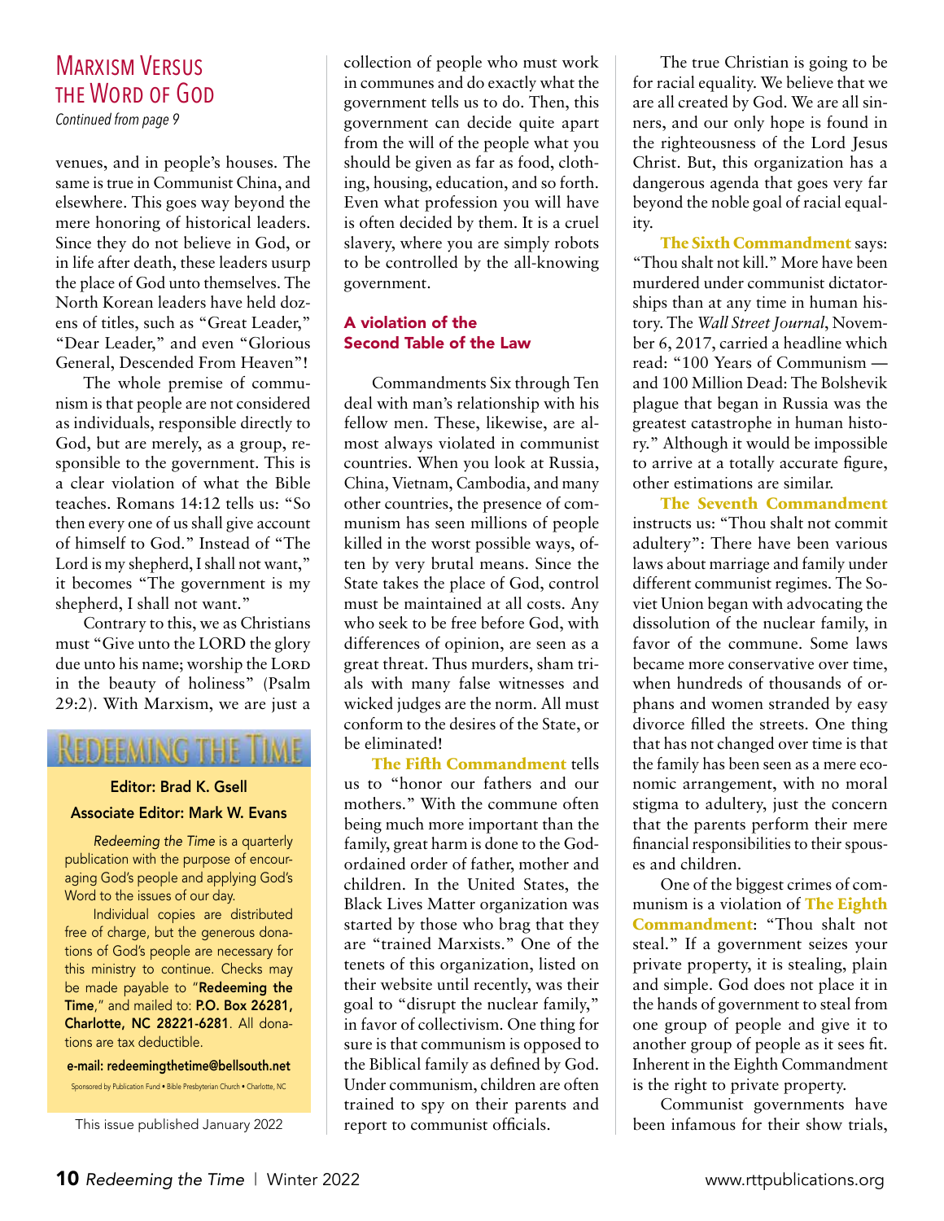## Marxism Versus the Word of God

*Continued from page 9*

venues, and in people's houses. The same is true in Communist China, and elsewhere. This goes way beyond the mere honoring of historical leaders. Since they do not believe in God, or in life after death, these leaders usurp the place of God unto themselves. The North Korean leaders have held dozens of titles, such as "Great Leader," "Dear Leader," and even "Glorious General, Descended From Heaven"!

The whole premise of communism is that people are not considered as individuals, responsible directly to God, but are merely, as a group, responsible to the government. This is a clear violation of what the Bible teaches. Romans 14:12 tells us: "So then every one of us shall give account of himself to God." Instead of "The Lord is my shepherd, I shall not want," it becomes "The government is my shepherd, I shall not want."

Contrary to this, we as Christians must "Give unto the LORD the glory due unto his name; worship the LORD in the beauty of holiness" (Psalm 29:2). With Marxism, we are just a collection of people who must work in communes and do exactly what the government tells us to do. Then, this government can decide quite apart from the will of the people what you should be given as far as food, clothing, housing, education, and so forth. Even what profession you will have is often decided by them. It is a cruel slavery, where you are simply robots to be controlled by the all-knowing government.

### A violation of the Second Table of the Law

Commandments Six through Ten deal with man's relationship with his fellow men. These, likewise, are almost always violated in communist countries. When you look at Russia, China, Vietnam, Cambodia, and many other countries, the presence of communism has seen millions of people killed in the worst possible ways, often by very brutal means. Since the State takes the place of God, control must be maintained at all costs. Any who seek to be free before God, with differences of opinion, are seen as a great threat. Thus murders, sham trials with many false witnesses and wicked judges are the norm. All must conform to the desires of the State, or be eliminated!

**The Fifth Commandment** tells us to "honor our fathers and our mothers." With the commune often being much more important than the family, great harm is done to the God-ordained order of father, mother and children. In the United States, the Black Lives Matter organization was started by those who brag that they are "trained Marxists." One of the tenets of this organization, listed on their website until recently, was their goal to "disrupt the nuclear family," in favor of collectivism. One thing for sure is that communism is opposed to the Biblical family as defined by God. Under communism, children are often trained to spy on their parents and report to communist officials.

The true Christian is going to be for racial equality. We believe that we are all created by God. We are all sinners, and our only hope is found in the righteousness of the Lord Jesus Christ. But, this organization has a dangerous agenda that goes very far beyond the noble goal of racial equality.

**The Sixth Commandment** says: "Thou shalt not kill." More have been murdered under communist dictatorships than at any time in human history. The *Wall Street Journal*, November 6, 2017, carried a headline which read: "100 Years of Communism — and 100 Million Dead: The Bolshevik plague that began in Russia was the greatest catastrophe in human history." Although it would be impossible to arrive at a totally accurate figure, other estimations are similar.

**The Seventh Commandment** instructs us: "Thou shalt not commit adultery": There have been various laws about marriage and family under different communist regimes. The Soviet Union began with advocating the dissolution of the nuclear family, in favor of the commune. Some laws became more conservative over time, when hundreds of thousands of orphans and women stranded by easy divorce filled the streets. One thing that has not changed over time is that the family has been seen as a mere economic arrangement, with no moral stigma to adultery, just the concern that the parents perform their mere financial responsibilities to their spouses and children.

One of the biggest crimes of communism is a violation of **The Eighth Commandment**: "Thou shalt not steal." If a government seizes your private property, it is stealing, plain and simple. God does not place it in the hands of government to steal from one group of people and give it to another group of people as it sees fit. Inherent in the Eighth Commandment is the right to private property.

Communist governments have been infamous for their show trials,

---

## Redeeming the Time

**Editor: Brad K. Gsell**

**Associate Editor: Mark W. Evans**

*Redeeming the Time* is a quarterly publication with the purpose of encouraging God's people and applying God's Word to the issues of our day.

Individual copies are distributed free of charge, but the generous donations of God's people are necessary for this ministry to continue. Checks may be made payable to "**Redeeming the Time**," and mailed to: **P.O. Box 26281, Charlotte, NC 28221-6281**. All donations are tax deductible.

**e-mail: redeemingthetime@bellsouth.net**

Sponsored by Publication Fund • Bible Presbyterian Church • Charlotte, NC

This issue published January 2022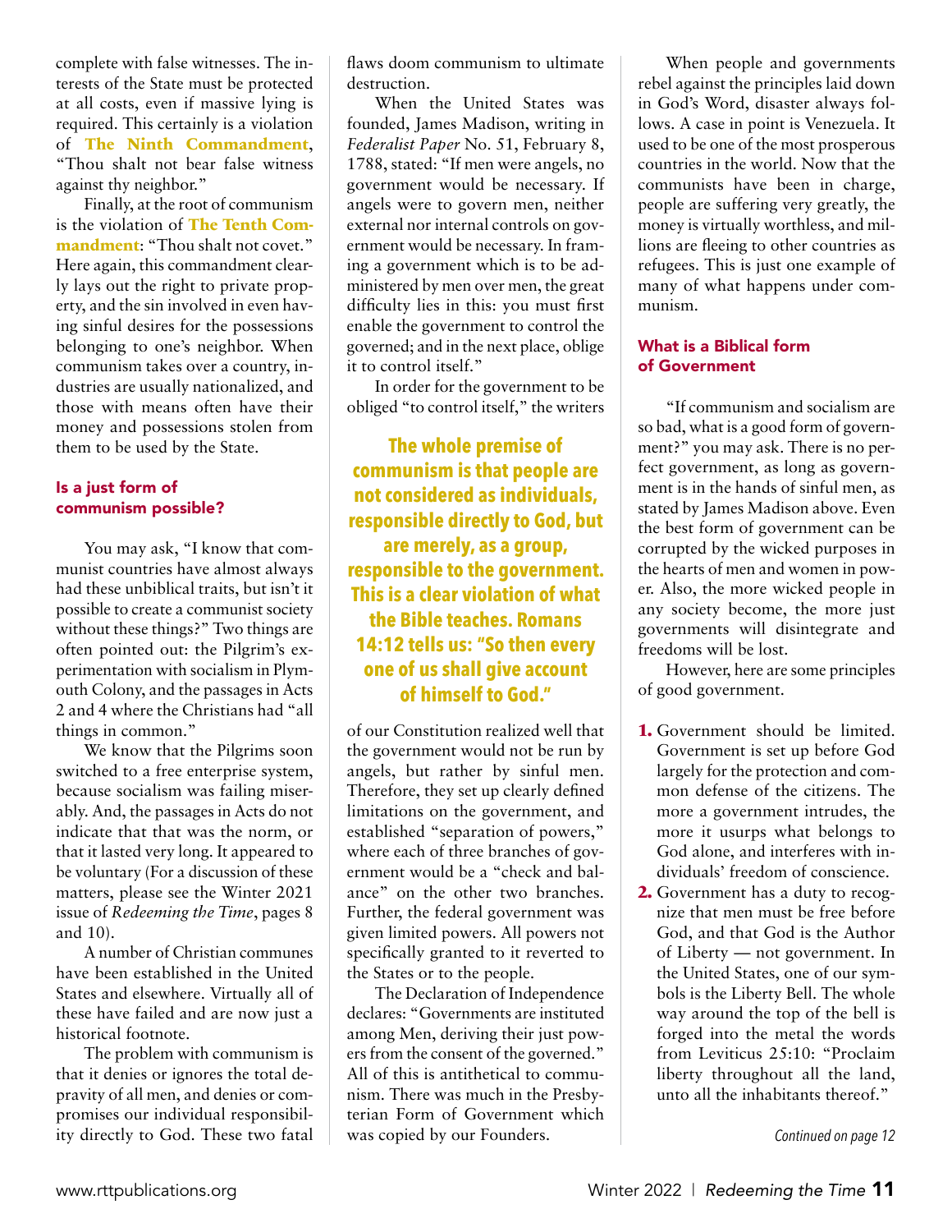complete with false witnesses. The interests of the State must be protected at all costs, even if massive lying is required. This certainly is a violation of **The Ninth Commandment**, "Thou shalt not bear false witness against thy neighbor."

Finally, at the root of communism is the violation of **The Tenth Commandment**: "Thou shalt not covet." Here again, this commandment clearly lays out the right to private property, and the sin involved in even having sinful desires for the possessions belonging to one's neighbor. When communism takes over a country, industries are usually nationalized, and those with means often have their money and possessions stolen from them to be used by the State.

### Is a just form of communism possible?

You may ask, "I know that communist countries have almost always had these unbiblical traits, but isn't it possible to create a communist society without these things?" Two things are often pointed out: the Pilgrim's experimentation with socialism in Plymouth Colony, and the passages in Acts 2 and 4 where the Christians had "all things in common."

We know that the Pilgrims soon switched to a free enterprise system, because socialism was failing miserably. And, the passages in Acts do not indicate that that was the norm, or that it lasted very long. It appeared to be voluntary (For a discussion of these matters, please see the Winter 2021 issue of *Redeeming the Time*, pages 8 and 10).

A number of Christian communes have been established in the United States and elsewhere. Virtually all of these have failed and are now just a historical footnote.

The problem with communism is that it denies or ignores the total depravity of all men, and denies or compromises our individual responsibility directly to God. These two fatal flaws doom communism to ultimate destruction.

When the United States was founded, James Madison, writing in *Federalist Paper* No. 51, February 8, 1788, stated: "If men were angels, no government would be necessary. If angels were to govern men, neither external nor internal controls on government would be necessary. In framing a government which is to be administered by men over men, the great difficulty lies in this: you must first enable the government to control the governed; and in the next place, oblige it to control itself."

In order for the government to be obliged "to control itself," the writers of our Constitution realized well that the government would not be run by angels, but rather by sinful men. Therefore, they set up clearly defined limitations on the government, and established "separation of powers," where each of three branches of government would be a "check and balance" on the other two branches. Further, the federal government was given limited powers. All powers not specifically granted to it reverted to the States or to the people.

**The whole premise of communism is that people are not considered as individuals, responsible directly to God, but are merely, as a group, responsible to the government. This is a clear violation of what the Bible teaches. Romans 14:12 tells us: "So then every one of us shall give account of himself to God."**

The Declaration of Independence declares: "Governments are instituted among Men, deriving their just powers from the consent of the governed." All of this is antithetical to communism. There was much in the Presbyterian Form of Government which was copied by our Founders.

When people and governments rebel against the principles laid down in God's Word, disaster always follows. A case in point is Venezuela. It used to be one of the most prosperous countries in the world. Now that the communists have been in charge, people are suffering very greatly, the money is virtually worthless, and millions are fleeing to other countries as refugees. This is just one example of many of what happens under communism.

### What is a Biblical form of Government

"If communism and socialism are so bad, what is a good form of government?" you may ask. There is no perfect government, as long as government is in the hands of sinful men, as stated by James Madison above. Even the best form of government can be corrupted by the wicked purposes in the hearts of men and women in power. Also, the more wicked people in any society become, the more just governments will disintegrate and freedoms will be lost.

However, here are some principles of good government.

1. Government should be limited. Government is set up before God largely for the protection and common defense of the citizens. The more a government intrudes, the more it usurps what belongs to God alone, and interferes with individuals' freedom of conscience.
2. Government has a duty to recognize that men must be free before God, and that God is the Author of Liberty — not government. In the United States, one of our symbols is the Liberty Bell. The whole way around the top of the bell is forged into the metal the words from Leviticus 25:10: "Proclaim liberty throughout all the land, unto all the inhabitants thereof."

*Continued on page 12*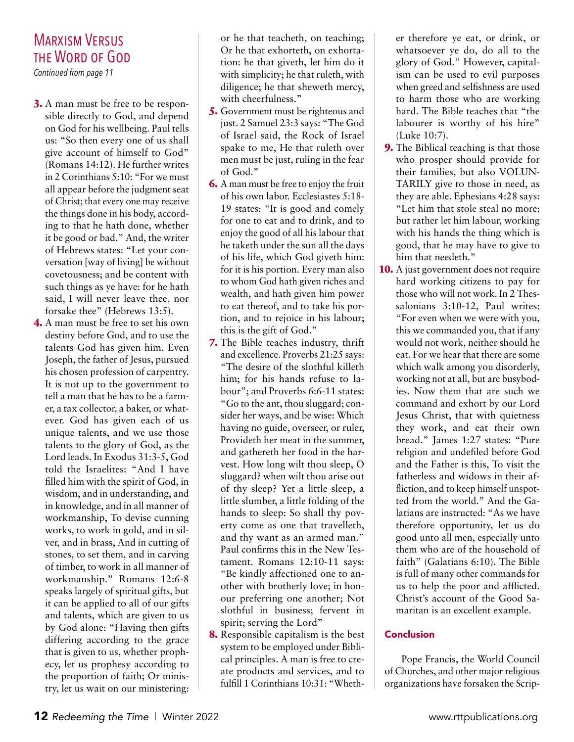## Marxism Versus the Word of God

*Continued from page 11*

3. A man must be free to be responsible directly to God, and depend on God for his wellbeing. Paul tells us: "So then every one of us shall give account of himself to God" (Romans 14:12). He further writes in 2 Corinthians 5:10: "For we must all appear before the judgment seat of Christ; that every one may receive the things done in his body, according to that he hath done, whether it be good or bad." And, the writer of Hebrews states: "Let your conversation [way of living] be without covetousness; and be content with such things as ye have: for he hath said, I will never leave thee, nor forsake thee" (Hebrews 13:5).
4. A man must be free to set his own destiny before God, and to use the talents God has given him. Even Joseph, the father of Jesus, pursued his chosen profession of carpentry. It is not up to the government to tell a man that he has to be a farmer, a tax collector, a baker, or whatever. God has given each of us unique talents, and we use those talents to the glory of God, as the Lord leads. In Exodus 31:3-5, God told the Israelites: "And I have filled him with the spirit of God, in wisdom, and in understanding, and in knowledge, and in all manner of workmanship, To devise cunning works, to work in gold, and in silver, and in brass, And in cutting of stones, to set them, and in carving of timber, to work in all manner of workmanship." Romans 12:6-8 speaks largely of spiritual gifts, but it can be applied to all of our gifts and talents, which are given to us by God alone: "Having then gifts differing according to the grace that is given to us, whether prophecy, let us prophesy according to the proportion of faith; Or ministry, let us wait on our ministering: or he that teacheth, on teaching; Or he that exhorteth, on exhortation: he that giveth, let him do it with simplicity; he that ruleth, with diligence; he that sheweth mercy, with cheerfulness."
5. Government must be righteous and just. 2 Samuel 23:3 says: "The God of Israel said, the Rock of Israel spake to me, He that ruleth over men must be just, ruling in the fear of God."
6. A man must be free to enjoy the fruit of his own labor. Ecclesiastes 5:18-19 states: "It is good and comely for one to eat and to drink, and to enjoy the good of all his labour that he taketh under the sun all the days of his life, which God giveth him: for it is his portion. Every man also to whom God hath given riches and wealth, and hath given him power to eat thereof, and to take his portion, and to rejoice in his labour; this is the gift of God."
7. The Bible teaches industry, thrift and excellence. Proverbs 21:25 says: "The desire of the slothful killeth him; for his hands refuse to labour"; and Proverbs 6:6-11 states: "Go to the ant, thou sluggard; consider her ways, and be wise: Which having no guide, overseer, or ruler, Provideth her meat in the summer, and gathereth her food in the harvest. How long wilt thou sleep, O sluggard? when wilt thou arise out of thy sleep? Yet a little sleep, a little slumber, a little folding of the hands to sleep: So shall thy poverty come as one that travelleth, and thy want as an armed man." Paul confirms this in the New Testament. Romans 12:10-11 says: "Be kindly affectioned one to another with brotherly love; in honour preferring one another; Not slothful in business; fervent in spirit; serving the Lord"
8. Responsible capitalism is the best system to be employed under Biblical principles. A man is free to create products and services, and to fulfill 1 Corinthians 10:31: "Whether therefore ye eat, or drink, or whatsoever ye do, do all to the glory of God." However, capitalism can be used to evil purposes when greed and selfishness are used to harm those who are working hard. The Bible teaches that "the labourer is worthy of his hire" (Luke 10:7).
9. The Biblical teaching is that those who prosper should provide for their families, but also VOLUNTARILY give to those in need, as they are able. Ephesians 4:28 says: "Let him that stole steal no more: but rather let him labour, working with his hands the thing which is good, that he may have to give to him that needeth."
10. A just government does not require hard working citizens to pay for those who will not work. In 2 Thessalonians 3:10-12, Paul writes: "For even when we were with you, this we commanded you, that if any would not work, neither should he eat. For we hear that there are some which walk among you disorderly, working not at all, but are busybodies. Now them that are such we command and exhort by our Lord Jesus Christ, that with quietness they work, and eat their own bread." James 1:27 states: "Pure religion and undefiled before God and the Father is this, To visit the fatherless and widows in their affliction, and to keep himself unspotted from the world." And the Galatians are instructed: "As we have therefore opportunity, let us do good unto all men, especially unto them who are of the household of faith" (Galatians 6:10). The Bible is full of many other commands for us to help the poor and afflicted. Christ's account of the Good Samaritan is an excellent example.

### Conclusion

Pope Francis, the World Council of Churches, and other major religious organizations have forsaken the Scrip-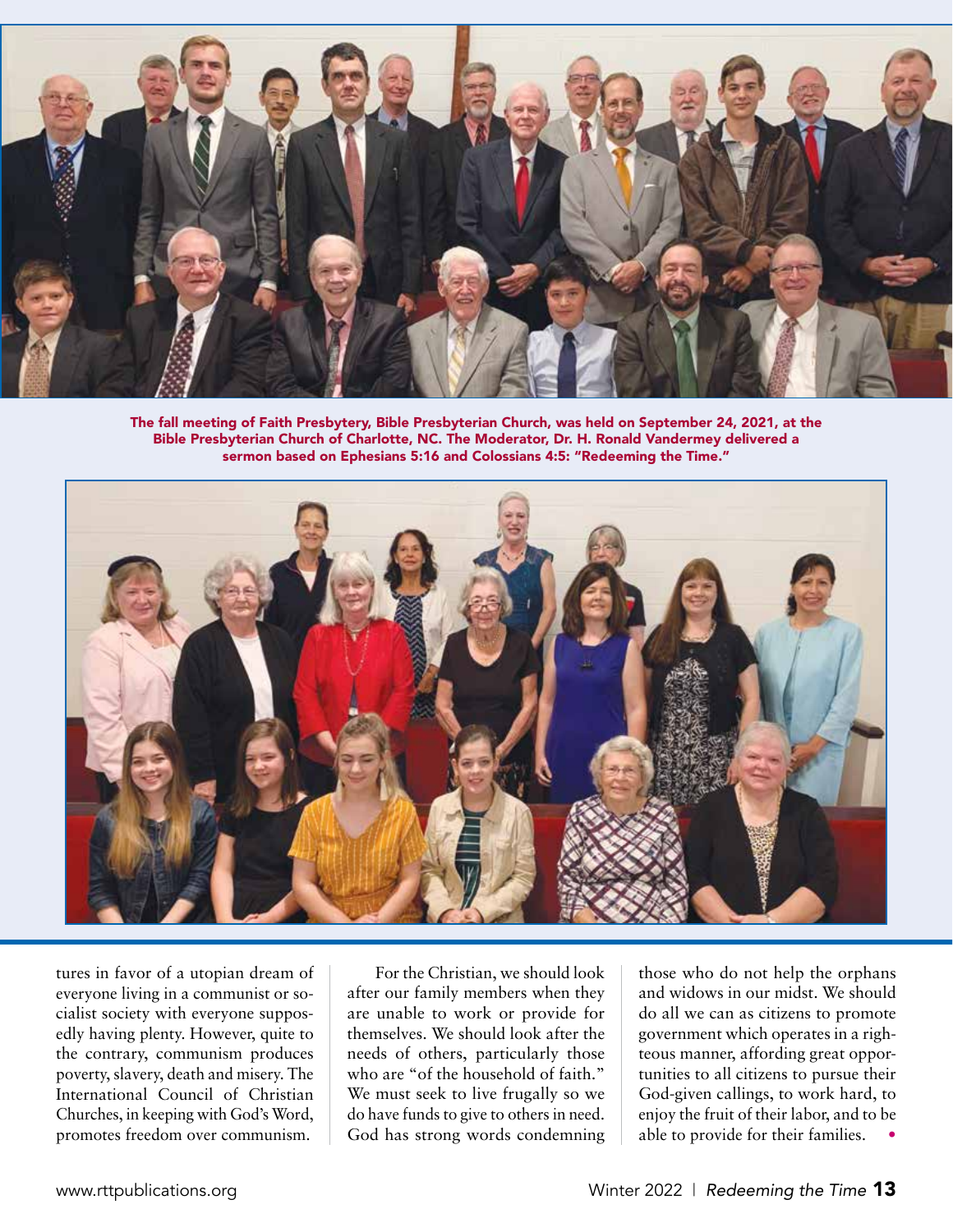The fall meeting of Faith Presbytery, Bible Presbyterian Church, was held on September 24, 2021, at the Bible Presbyterian Church of Charlotte, NC. The Moderator, Dr. H. Ronald Vandermey delivered a sermon based on Ephesians 5:16 and Colossians 4:5: "Redeeming the Time."

tures in favor of a utopian dream of everyone living in a communist or socialist society with everyone supposedly having plenty. However, quite to the contrary, communism produces poverty, slavery, death and misery. The International Council of Christian Churches, in keeping with God's Word, promotes freedom over communism.

For the Christian, we should look after our family members when they are unable to work or provide for themselves. We should look after the needs of others, particularly those who are "of the household of faith." We must seek to live frugally so we do have funds to give to others in need. God has strong words condemning those who do not help the orphans and widows in our midst. We should do all we can as citizens to promote government which operates in a righteous manner, affording great opportunities to all citizens to pursue their God-given callings, to work hard, to enjoy the fruit of their labor, and to be able to provide for their families. •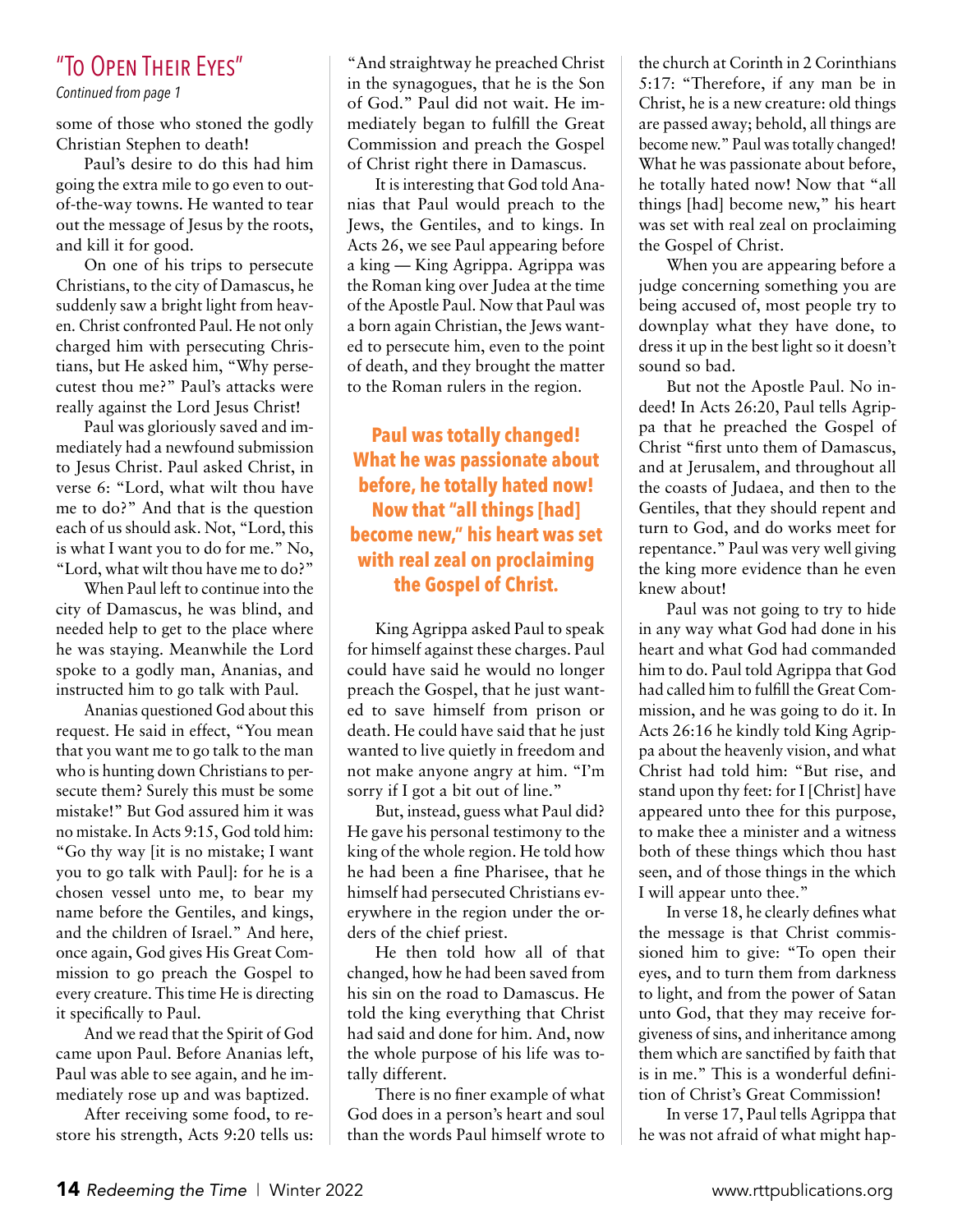## "To Open Their Eyes"

*Continued from page 1*

some of those who stoned the godly Christian Stephen to death!

Paul's desire to do this had him going the extra mile to go even to out-of-the-way towns. He wanted to tear out the message of Jesus by the roots, and kill it for good.

On one of his trips to persecute Christians, to the city of Damascus, he suddenly saw a bright light from heaven. Christ confronted Paul. He not only charged him with persecuting Christians, but He asked him, "Why persecutest thou me?" Paul's attacks were really against the Lord Jesus Christ!

Paul was gloriously saved and immediately had a newfound submission to Jesus Christ. Paul asked Christ, in verse 6: "Lord, what wilt thou have me to do?" And that is the question each of us should ask. Not, "Lord, this is what I want you to do for me." No, "Lord, what wilt thou have me to do?"

When Paul left to continue into the city of Damascus, he was blind, and needed help to get to the place where he was staying. Meanwhile the Lord spoke to a godly man, Ananias, and instructed him to go talk with Paul.

Ananias questioned God about this request. He said in effect, "You mean that you want me to go talk to the man who is hunting down Christians to persecute them? Surely this must be some mistake!" But God assured him it was no mistake. In Acts 9:15, God told him: "Go thy way [it is no mistake; I want you to go talk with Paul]: for he is a chosen vessel unto me, to bear my name before the Gentiles, and kings, and the children of Israel." And here, once again, God gives His Great Commission to go preach the Gospel to every creature. This time He is directing it specifically to Paul.

And we read that the Spirit of God came upon Paul. Before Ananias left, Paul was able to see again, and he immediately rose up and was baptized.

After receiving some food, to restore his strength, Acts 9:20 tells us: "And straightway he preached Christ in the synagogues, that he is the Son of God." Paul did not wait. He immediately began to fulfill the Great Commission and preach the Gospel of Christ right there in Damascus.

It is interesting that God told Ananias that Paul would preach to the Jews, the Gentiles, and to kings. In Acts 26, we see Paul appearing before a king — King Agrippa. Agrippa was the Roman king over Judea at the time of the Apostle Paul. Now that Paul was a born again Christian, the Jews wanted to persecute him, even to the point of death, and they brought the matter to the Roman rulers in the region.

**Paul was totally changed! What he was passionate about before, he totally hated now! Now that "all things [had] become new," his heart was set with real zeal on proclaiming the Gospel of Christ.**

King Agrippa asked Paul to speak for himself against these charges. Paul could have said he would no longer preach the Gospel, that he just wanted to save himself from prison or death. He could have said that he just wanted to live quietly in freedom and not make anyone angry at him. "I'm sorry if I got a bit out of line."

But, instead, guess what Paul did? He gave his personal testimony to the king of the whole region. He told how he had been a fine Pharisee, that he himself had persecuted Christians everywhere in the region under the orders of the chief priest.

He then told how all of that changed, how he had been saved from his sin on the road to Damascus. He told the king everything that Christ had said and done for him. And, now the whole purpose of his life was totally different.

There is no finer example of what God does in a person's heart and soul than the words Paul himself wrote to the church at Corinth in 2 Corinthians 5:17: "Therefore, if any man be in Christ, he is a new creature: old things are passed away; behold, all things are become new." Paul was totally changed! What he was passionate about before, he totally hated now! Now that "all things [had] become new," his heart was set with real zeal on proclaiming the Gospel of Christ.

When you are appearing before a judge concerning something you are being accused of, most people try to downplay what they have done, to dress it up in the best light so it doesn't sound so bad.

But not the Apostle Paul. No indeed! In Acts 26:20, Paul tells Agrippa that he preached the Gospel of Christ "first unto them of Damascus, and at Jerusalem, and throughout all the coasts of Judaea, and then to the Gentiles, that they should repent and turn to God, and do works meet for repentance." Paul was very well giving the king more evidence than he even knew about!

Paul was not going to try to hide in any way what God had done in his heart and what God had commanded him to do. Paul told Agrippa that God had called him to fulfill the Great Commission, and he was going to do it. In Acts 26:16 he kindly told King Agrippa about the heavenly vision, and what Christ had told him: "But rise, and stand upon thy feet: for I [Christ] have appeared unto thee for this purpose, to make thee a minister and a witness both of these things which thou hast seen, and of those things in the which I will appear unto thee."

In verse 18, he clearly defines what the message is that Christ commissioned him to give: "To open their eyes, and to turn them from darkness to light, and from the power of Satan unto God, that they may receive forgiveness of sins, and inheritance among them which are sanctified by faith that is in me." This is a wonderful definition of Christ's Great Commission!

In verse 17, Paul tells Agrippa that he was not afraid of what might hap-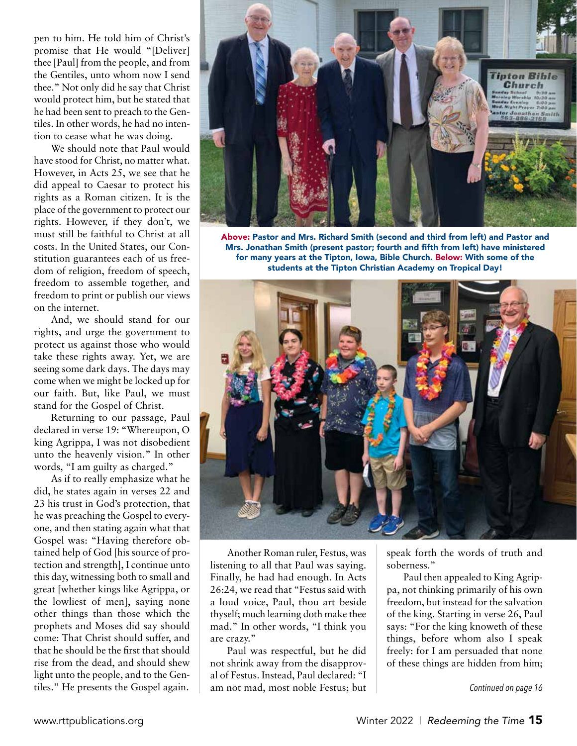pen to him. He told him of Christ's promise that He would "[Deliver] thee [Paul] from the people, and from the Gentiles, unto whom now I send thee." Not only did he say that Christ would protect him, but he stated that he had been sent to preach to the Gentiles. In other words, he had no intention to cease what he was doing.

We should note that Paul would have stood for Christ, no matter what. However, in Acts 25, we see that he did appeal to Caesar to protect his rights as a Roman citizen. It is the place of the government to protect our rights. However, if they don't, we must still be faithful to Christ at all costs. In the United States, our Constitution guarantees each of us freedom of religion, freedom of speech, freedom to assemble together, and freedom to print or publish our views on the internet.

And, we should stand for our rights, and urge the government to protect us against those who would take these rights away. Yet, we are seeing some dark days. The days may come when we might be locked up for our faith. But, like Paul, we must stand for the Gospel of Christ.

Returning to our passage, Paul declared in verse 19: "Whereupon, O king Agrippa, I was not disobedient unto the heavenly vision." In other words, "I am guilty as charged."

As if to really emphasize what he did, he states again in verses 22 and 23 his trust in God's protection, that he was preaching the Gospel to everyone, and then stating again what that Gospel was: "Having therefore obtained help of God [his source of protection and strength], I continue unto this day, witnessing both to small and great [whether kings like Agrippa, or the lowliest of men], saying none other things than those which the prophets and Moses did say should come: That Christ should suffer, and that he should be the first that should rise from the dead, and should shew light unto the people, and to the Gentiles." He presents the Gospel again.

**Above:** **Pastor and Mrs. Richard Smith (second and third from left) and Pastor and Mrs. Jonathan Smith (present pastor; fourth and fifth from left) have ministered for many years at the Tipton, Iowa, Bible Church.** **Below:** **With some of the students at the Tipton Christian Academy on Tropical Day!**

Another Roman ruler, Festus, was listening to all that Paul was saying. Finally, he had had enough. In Acts 26:24, we read that "Festus said with a loud voice, Paul, thou art beside thyself; much learning doth make thee mad." In other words, "I think you are crazy."

Paul was respectful, but he did not shrink away from the disapproval of Festus. Instead, Paul declared: "I am not mad, most noble Festus; but speak forth the words of truth and soberness."

Paul then appealed to King Agrippa, not thinking primarily of his own freedom, but instead for the salvation of the king. Starting in verse 26, Paul says: "For the king knoweth of these things, before whom also I speak freely: for I am persuaded that none of these things are hidden from him;

*Continued on page 16*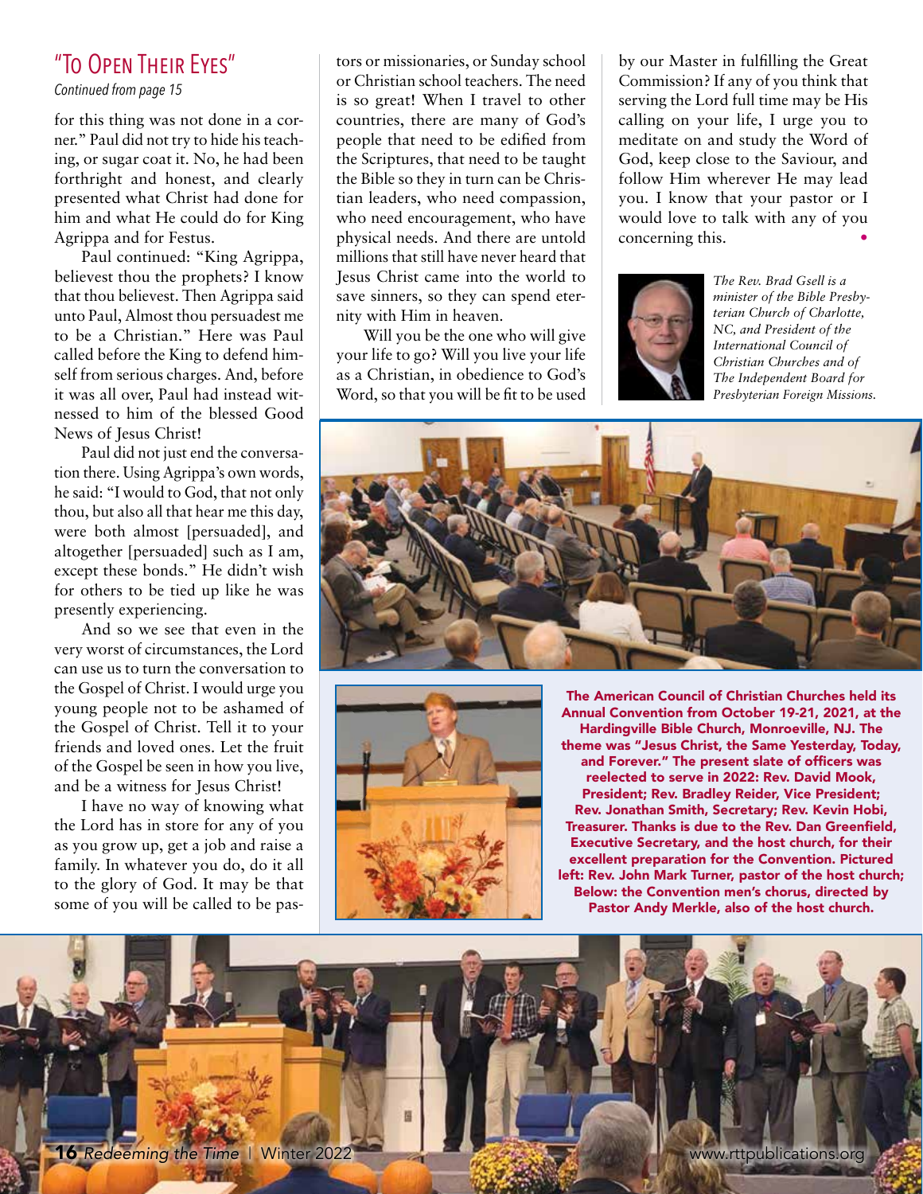## "To Open Their Eyes"

*Continued from page 15*

for this thing was not done in a corner." Paul did not try to hide his teaching, or sugar coat it. No, he had been forthright and honest, and clearly presented what Christ had done for him and what He could do for King Agrippa and for Festus.

Paul continued: "King Agrippa, believest thou the prophets? I know that thou believest. Then Agrippa said unto Paul, Almost thou persuadest me to be a Christian." Here was Paul called before the King to defend himself from serious charges. And, before it was all over, Paul had instead witnessed to him of the blessed Good News of Jesus Christ!

Paul did not just end the conversation there. Using Agrippa's own words, he said: "I would to God, that not only thou, but also all that hear me this day, were both almost [persuaded], and altogether [persuaded] such as I am, except these bonds." He didn't wish for others to be tied up like he was presently experiencing.

And so we see that even in the very worst of circumstances, the Lord can use us to turn the conversation to the Gospel of Christ. I would urge you young people not to be ashamed of the Gospel of Christ. Tell it to your friends and loved ones. Let the fruit of the Gospel be seen in how you live, and be a witness for Jesus Christ!

I have no way of knowing what the Lord has in store for any of you as you grow up, get a job and raise a family. In whatever you do, do it all to the glory of God. It may be that some of you will be called to be pastors or missionaries, or Sunday school or Christian school teachers. The need is so great! When I travel to other countries, there are many of God's people that need to be edified from the Scriptures, that need to be taught the Bible so they in turn can be Christian leaders, who need compassion, who need encouragement, who have physical needs. And there are untold millions that still have never heard that Jesus Christ came into the world to save sinners, so they can spend eternity with Him in heaven.

Will you be the one who will give your life to go? Will you live your life as a Christian, in obedience to God's Word, so that you will be fit to be used by our Master in fulfilling the Great Commission? If any of you think that serving the Lord full time may be His calling on your life, I urge you to meditate on and study the Word of God, keep close to the Saviour, and follow Him wherever He may lead you. I know that your pastor or I would love to talk with any of you concerning this. •

*The Rev. Brad Gsell is a minister of the Bible Presbyterian Church of Charlotte, NC, and President of the International Council of Christian Churches and of The Independent Board for Presbyterian Foreign Missions.*

**The American Council of Christian Churches held its Annual Convention from October 19-21, 2021, at the Hardingville Bible Church, Monroeville, NJ. The theme was "Jesus Christ, the Same Yesterday, Today, and Forever." The present slate of officers was reelected to serve in 2022: Rev. David Mook, President; Rev. Bradley Reider, Vice President; Rev. Jonathan Smith, Secretary; Rev. Kevin Hobi, Treasurer. Thanks is due to the Rev. Dan Greenfield, Executive Secretary, and the host church, for their excellent preparation for the Convention. Pictured left: Rev. John Mark Turner, pastor of the host church; Below: the Convention men's chorus, directed by Pastor Andy Merkle, also of the host church.**